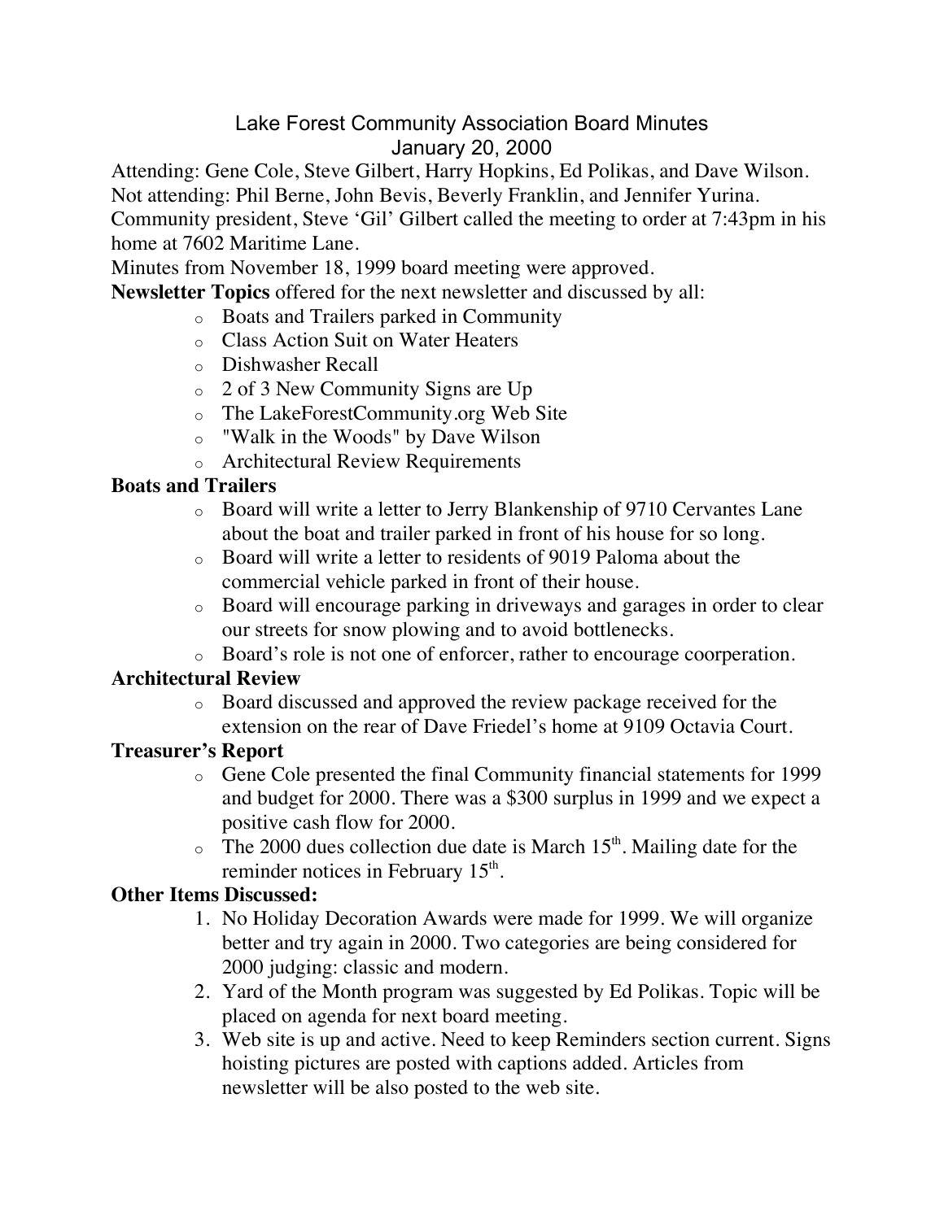# Lake Forest Community Association Board Minutes
## January 20, 2000

Attending: Gene Cole, Steve Gilbert, Harry Hopkins, Ed Polikas, and Dave Wilson.
Not attending: Phil Berne, John Bevis, Beverly Franklin, and Jennifer Yurina.
Community president, Steve 'Gil' Gilbert called the meeting to order at 7:43pm in his home at 7602 Maritime Lane.
Minutes from November 18, 1999 board meeting were approved.

**Newsletter Topics** offered for the next newsletter and discussed by all:

- Boats and Trailers parked in Community
- Class Action Suit on Water Heaters
- Dishwasher Recall
- 2 of 3 New Community Signs are Up
- The LakeForestCommunity.org Web Site
- "Walk in the Woods" by Dave Wilson
- Architectural Review Requirements

**Boats and Trailers**

- Board will write a letter to Jerry Blankenship of 9710 Cervantes Lane about the boat and trailer parked in front of his house for so long.
- Board will write a letter to residents of 9019 Paloma about the commercial vehicle parked in front of their house.
- Board will encourage parking in driveways and garages in order to clear our streets for snow plowing and to avoid bottlenecks.
- Board's role is not one of enforcer, rather to encourage coorperation.

**Architectural Review**

- Board discussed and approved the review package received for the extension on the rear of Dave Friedel's home at 9109 Octavia Court.

**Treasurer's Report**

- Gene Cole presented the final Community financial statements for 1999 and budget for 2000. There was a $300 surplus in 1999 and we expect a positive cash flow for 2000.
- The 2000 dues collection due date is March 15th. Mailing date for the reminder notices in February 15th.

**Other Items Discussed:**

1. No Holiday Decoration Awards were made for 1999. We will organize better and try again in 2000. Two categories are being considered for 2000 judging: classic and modern.
2. Yard of the Month program was suggested by Ed Polikas. Topic will be placed on agenda for next board meeting.
3. Web site is up and active. Need to keep Reminders section current. Signs hoisting pictures are posted with captions added. Articles from newsletter will be also posted to the web site.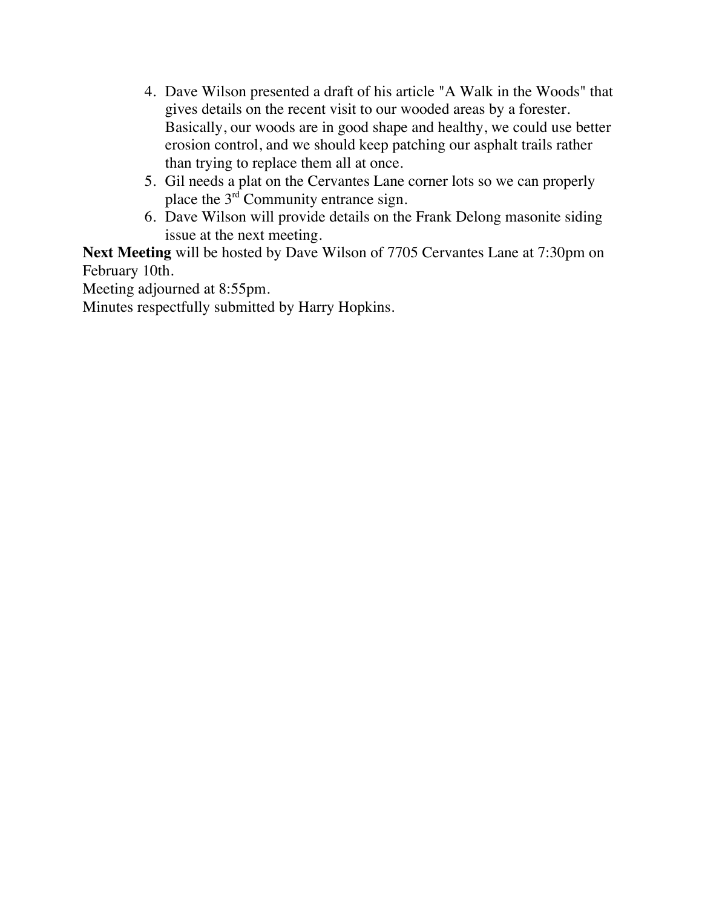4. Dave Wilson presented a draft of his article "A Walk in the Woods" that gives details on the recent visit to our wooded areas by a forester. Basically, our woods are in good shape and healthy, we could use better erosion control, and we should keep patching our asphalt trails rather than trying to replace them all at once.
5. Gil needs a plat on the Cervantes Lane corner lots so we can properly place the 3rd Community entrance sign.
6. Dave Wilson will provide details on the Frank Delong masonite siding issue at the next meeting.

**Next Meeting** will be hosted by Dave Wilson of 7705 Cervantes Lane at 7:30pm on February 10th.

Meeting adjourned at 8:55pm.

Minutes respectfully submitted by Harry Hopkins.